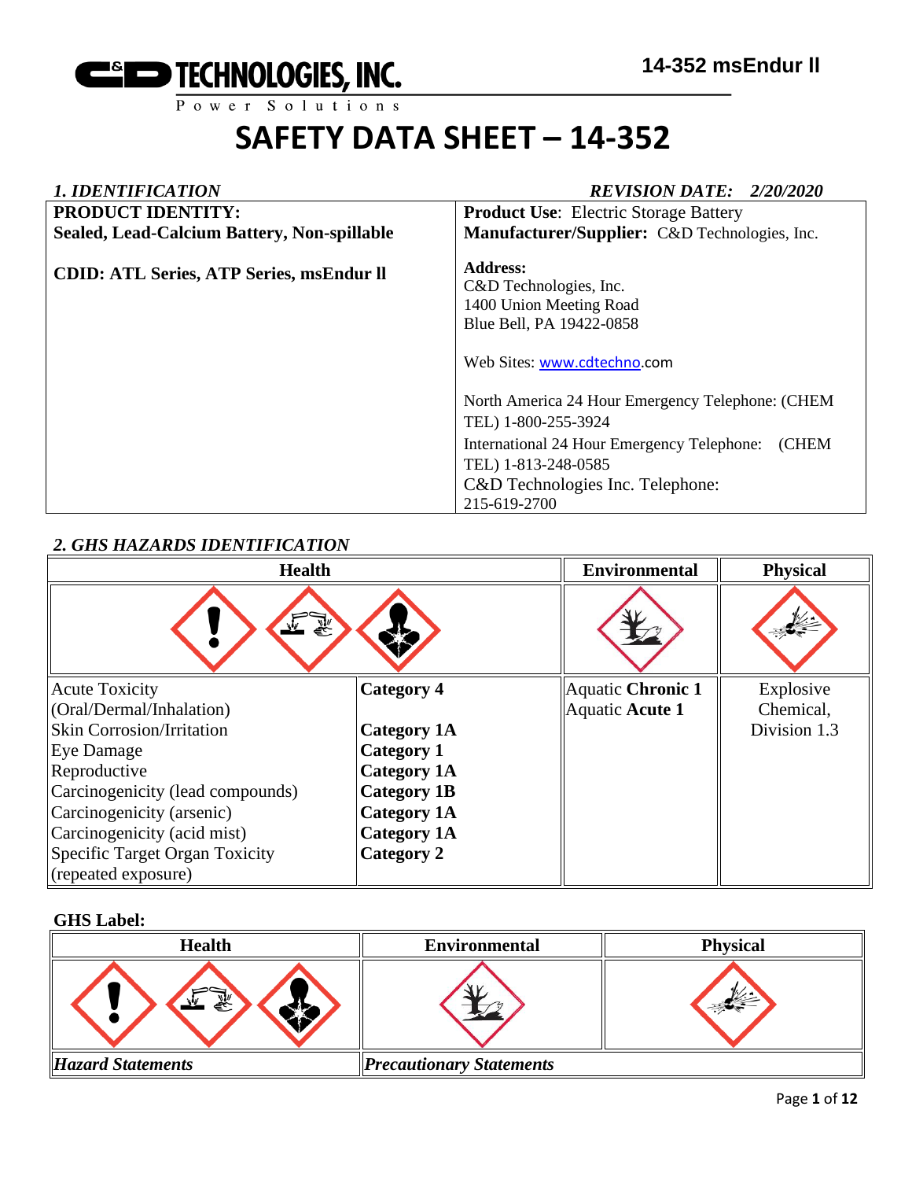# C&D TECHNOLOGIES, INC.

Power Solutions

**14-352 msEndur ll**

# SAFETY DATA SHEET – 14-352

## *1. IDENTIFICATION* *REVISION DATE: 2/20/2020*

| | |
|---|---|
| **PRODUCT IDENTITY:**<br>**Sealed, Lead-Calcium Battery, Non-spillable**<br><br>**CDID: ATL Series, ATP Series, msEndur ll** | **Product Use**: Electric Storage Battery<br>**Manufacturer/Supplier:** C&D Technologies, Inc.<br><br>**Address:**<br>C&D Technologies, Inc.<br>1400 Union Meeting Road<br>Blue Bell, PA 19422-0858<br><br>Web Sites: www.cdtechno.com<br><br>North America 24 Hour Emergency Telephone: (CHEM TEL) 1-800-255-3924<br>International 24 Hour Emergency Telephone: (CHEM TEL) 1-813-248-0585<br>C&D Technologies Inc. Telephone: 215-619-2700 |

## *2. GHS HAZARDS IDENTIFICATION*

| Health | | Environmental | Physical |
|---|---|---|---|
| Acute Toxicity (Oral/Dermal/Inhalation) | **Category 4** | Aquatic **Chronic 1**<br>Aquatic **Acute 1** | Explosive Chemical, Division 1.3 |
| Skin Corrosion/Irritation | **Category 1A** | | |
| Eye Damage | **Category 1** | | |
| Reproductive | **Category 1A** | | |
| Carcinogenicity (lead compounds) | **Category 1B** | | |
| Carcinogenicity (arsenic) | **Category 1A** | | |
| Carcinogenicity (acid mist) | **Category 1A** | | |
| Specific Target Organ Toxicity (repeated exposure) | **Category 2** | | |

**GHS Label:**

| Health | Environmental | Physical |
|---|---|---|
| ***Hazard Statements*** | ***Precautionary Statements*** | |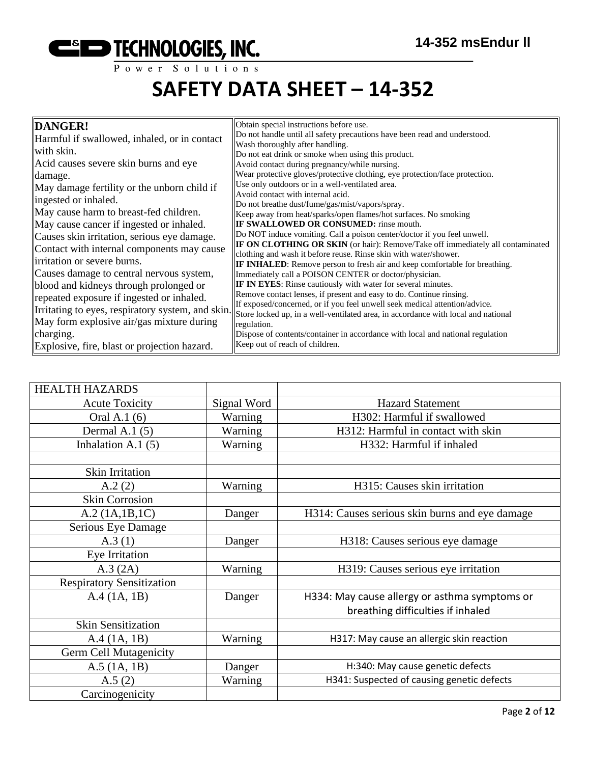# SAFETY DATA SHEET – 14-352

| **DANGER!** Harmful if swallowed, inhaled, or in contact with skin. Acid causes severe skin burns and eye damage. May damage fertility or the unborn child if ingested or inhaled. May cause harm to breast-fed children. May cause cancer if ingested or inhaled. Causes skin irritation, serious eye damage. Contact with internal components may cause irritation or severe burns. Causes damage to central nervous system, blood and kidneys through prolonged or repeated exposure if ingested or inhaled. Irritating to eyes, respiratory system, and skin. May form explosive air/gas mixture during charging. Explosive, fire, blast or projection hazard. | Obtain special instructions before use. Do not handle until all safety precautions have been read and understood. Wash thoroughly after handling. Do not eat drink or smoke when using this product. Avoid contact during pregnancy/while nursing. Wear protective gloves/protective clothing, eye protection/face protection. Use only outdoors or in a well-ventilated area. Avoid contact with internal acid. Do not breathe dust/fume/gas/mist/vapors/spray. Keep away from heat/sparks/open flames/hot surfaces. No smoking **IF SWALLOWED OR CONSUMED:** rinse mouth. Do NOT induce vomiting. Call a poison center/doctor if you feel unwell. **IF ON CLOTHING OR SKIN** (or hair): Remove/Take off immediately all contaminated clothing and wash it before reuse. Rinse skin with water/shower. **IF INHALED**: Remove person to fresh air and keep comfortable for breathing. Immediately call a POISON CENTER or doctor/physician. **IF IN EYES**: Rinse cautiously with water for several minutes. Remove contact lenses, if present and easy to do. Continue rinsing. If exposed/concerned, or if you feel unwell seek medical attention/advice. Store locked up, in a well-ventilated area, in accordance with local and national regulation. Dispose of contents/container in accordance with local and national regulation Keep out of reach of children. |
|---|---|

| HEALTH HAZARDS | | |
|---|---|---|
| Acute Toxicity | Signal Word | Hazard Statement |
| Oral A.1 (6) | Warning | H302: Harmful if swallowed |
| Dermal A.1 (5) | Warning | H312: Harmful in contact with skin |
| Inhalation A.1 (5) | Warning | H332: Harmful if inhaled |
| | | |
| Skin Irritation | | |
| A.2 (2) | Warning | H315: Causes skin irritation |
| Skin Corrosion | | |
| A.2 (1A,1B,1C) | Danger | H314: Causes serious skin burns and eye damage |
| Serious Eye Damage | | |
| A.3 (1) | Danger | H318: Causes serious eye damage |
| Eye Irritation | | |
| A.3 (2A) | Warning | H319: Causes serious eye irritation |
| Respiratory Sensitization | | |
| A.4 (1A, 1B) | Danger | H334: May cause allergy or asthma symptoms or breathing difficulties if inhaled |
| Skin Sensitization | | |
| A.4 (1A, 1B) | Warning | H317: May cause an allergic skin reaction |
| Germ Cell Mutagenicity | | |
| A.5 (1A, 1B) | Danger | H:340: May cause genetic defects |
| A.5 (2) | Warning | H341: Suspected of causing genetic defects |
| Carcinogenicity | | |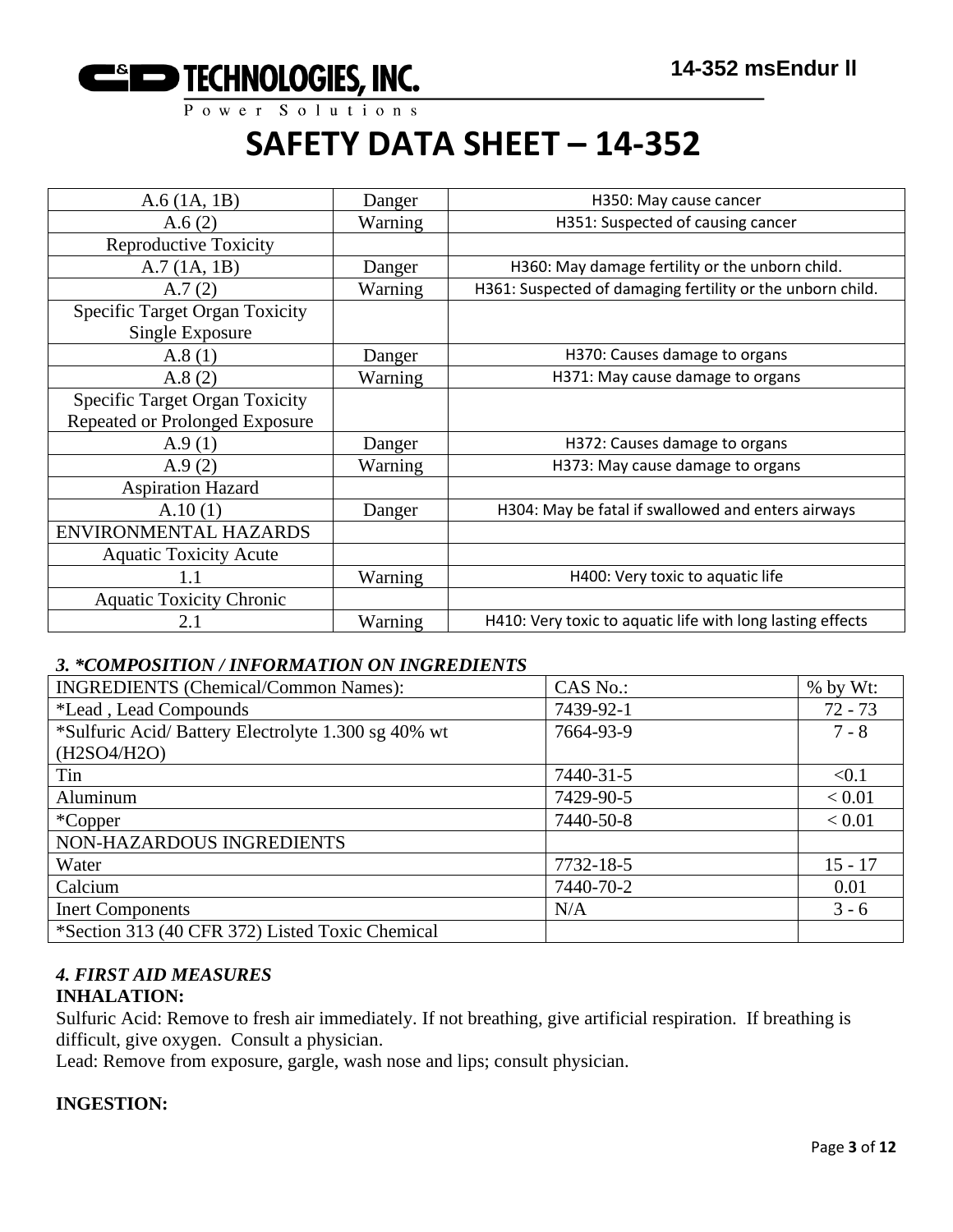# SAFETY DATA SHEET – 14-352

| | | |
|---|---|---|
| A.6 (1A, 1B) | Danger | H350: May cause cancer |
| A.6 (2) | Warning | H351: Suspected of causing cancer |
| Reproductive Toxicity | | |
| A.7 (1A, 1B) | Danger | H360: May damage fertility or the unborn child. |
| A.7 (2) | Warning | H361: Suspected of damaging fertility or the unborn child. |
| Specific Target Organ Toxicity Single Exposure | | |
| A.8 (1) | Danger | H370: Causes damage to organs |
| A.8 (2) | Warning | H371: May cause damage to organs |
| Specific Target Organ Toxicity Repeated or Prolonged Exposure | | |
| A.9 (1) | Danger | H372: Causes damage to organs |
| A.9 (2) | Warning | H373: May cause damage to organs |
| Aspiration Hazard | | |
| A.10 (1) | Danger | H304: May be fatal if swallowed and enters airways |
| ENVIRONMENTAL HAZARDS | | |
| Aquatic Toxicity Acute | | |
| 1.1 | Warning | H400: Very toxic to aquatic life |
| Aquatic Toxicity Chronic | | |
| 2.1 | Warning | H410: Very toxic to aquatic life with long lasting effects |

### *3. *COMPOSITION / INFORMATION ON INGREDIENTS*

| INGREDIENTS (Chemical/Common Names): | CAS No.: | % by Wt: |
|---|---|---|
| *Lead , Lead Compounds | 7439-92-1 | 72 - 73 |
| *Sulfuric Acid/ Battery Electrolyte 1.300 sg 40% wt (H2SO4/H2O) | 7664-93-9 | 7 - 8 |
| Tin | 7440-31-5 | <0.1 |
| Aluminum | 7429-90-5 | < 0.01 |
| *Copper | 7440-50-8 | < 0.01 |
| NON-HAZARDOUS INGREDIENTS | | |
| Water | 7732-18-5 | 15 - 17 |
| Calcium | 7440-70-2 | 0.01 |
| Inert Components | N/A | 3 - 6 |
| *Section 313 (40 CFR 372) Listed Toxic Chemical | | |

### *4. FIRST AID MEASURES*

**INHALATION:**

Sulfuric Acid: Remove to fresh air immediately. If not breathing, give artificial respiration. If breathing is difficult, give oxygen. Consult a physician.

Lead: Remove from exposure, gargle, wash nose and lips; consult physician.

**INGESTION:**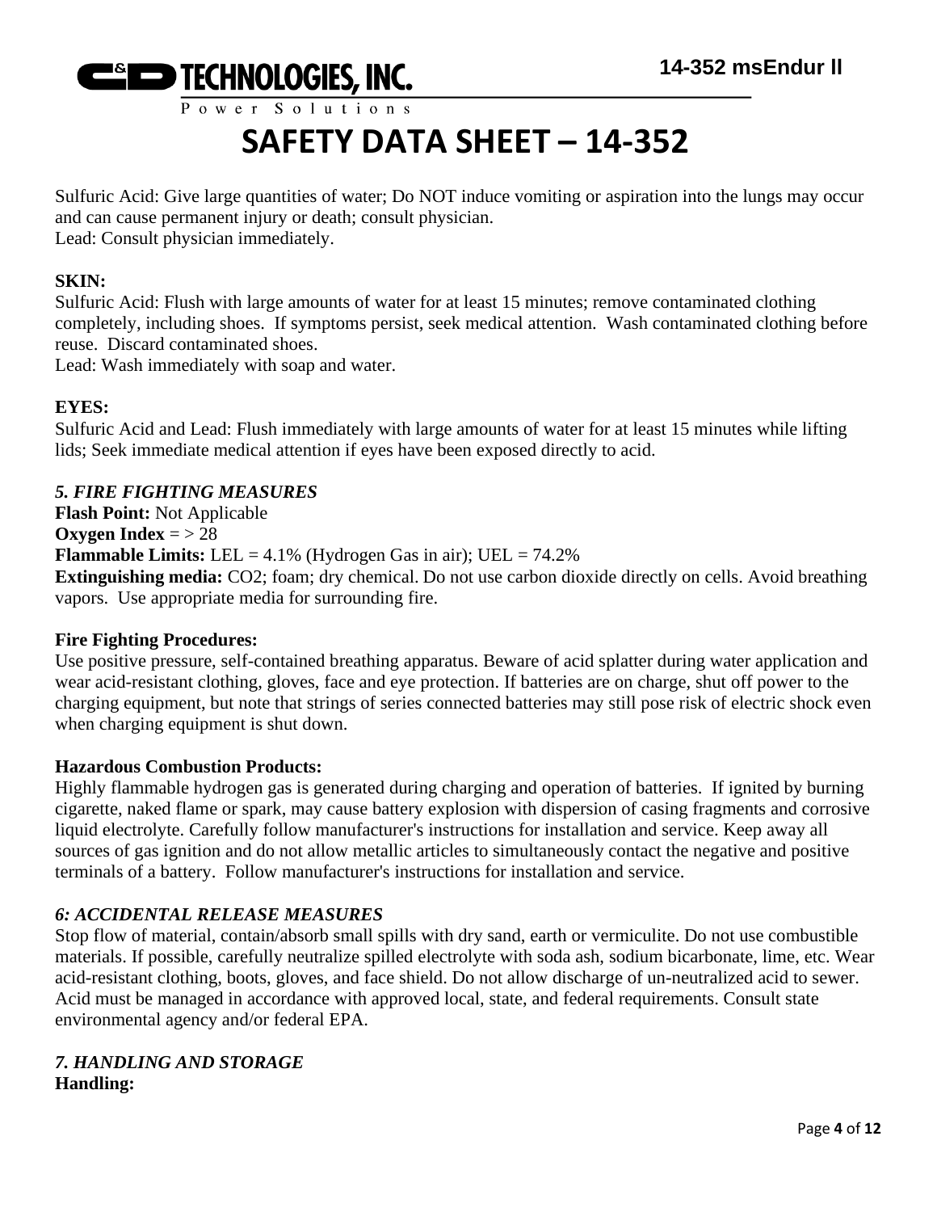Sulfuric Acid: Give large quantities of water; Do NOT induce vomiting or aspiration into the lungs may occur and can cause permanent injury or death; consult physician.
Lead: Consult physician immediately.

**SKIN:**
Sulfuric Acid: Flush with large amounts of water for at least 15 minutes; remove contaminated clothing completely, including shoes. If symptoms persist, seek medical attention. Wash contaminated clothing before reuse. Discard contaminated shoes.
Lead: Wash immediately with soap and water.

**EYES:**
Sulfuric Acid and Lead: Flush immediately with large amounts of water for at least 15 minutes while lifting lids; Seek immediate medical attention if eyes have been exposed directly to acid.

## *5. FIRE FIGHTING MEASURES*

**Flash Point:** Not Applicable
**Oxygen Index** = > 28
**Flammable Limits:** LEL = 4.1% (Hydrogen Gas in air); UEL = 74.2%
**Extinguishing media:** $CO2$; foam; dry chemical. Do not use carbon dioxide directly on cells. Avoid breathing vapors. Use appropriate media for surrounding fire.

**Fire Fighting Procedures:**
Use positive pressure, self-contained breathing apparatus. Beware of acid splatter during water application and wear acid-resistant clothing, gloves, face and eye protection. If batteries are on charge, shut off power to the charging equipment, but note that strings of series connected batteries may still pose risk of electric shock even when charging equipment is shut down.

**Hazardous Combustion Products:**
Highly flammable hydrogen gas is generated during charging and operation of batteries. If ignited by burning cigarette, naked flame or spark, may cause battery explosion with dispersion of casing fragments and corrosive liquid electrolyte. Carefully follow manufacturer's instructions for installation and service. Keep away all sources of gas ignition and do not allow metallic articles to simultaneously contact the negative and positive terminals of a battery. Follow manufacturer's instructions for installation and service.

## *6: ACCIDENTAL RELEASE MEASURES*

Stop flow of material, contain/absorb small spills with dry sand, earth or vermiculite. Do not use combustible materials. If possible, carefully neutralize spilled electrolyte with soda ash, sodium bicarbonate, lime, etc. Wear acid-resistant clothing, boots, gloves, and face shield. Do not allow discharge of un-neutralized acid to sewer. Acid must be managed in accordance with approved local, state, and federal requirements. Consult state environmental agency and/or federal EPA.

## *7. HANDLING AND STORAGE*

**Handling:**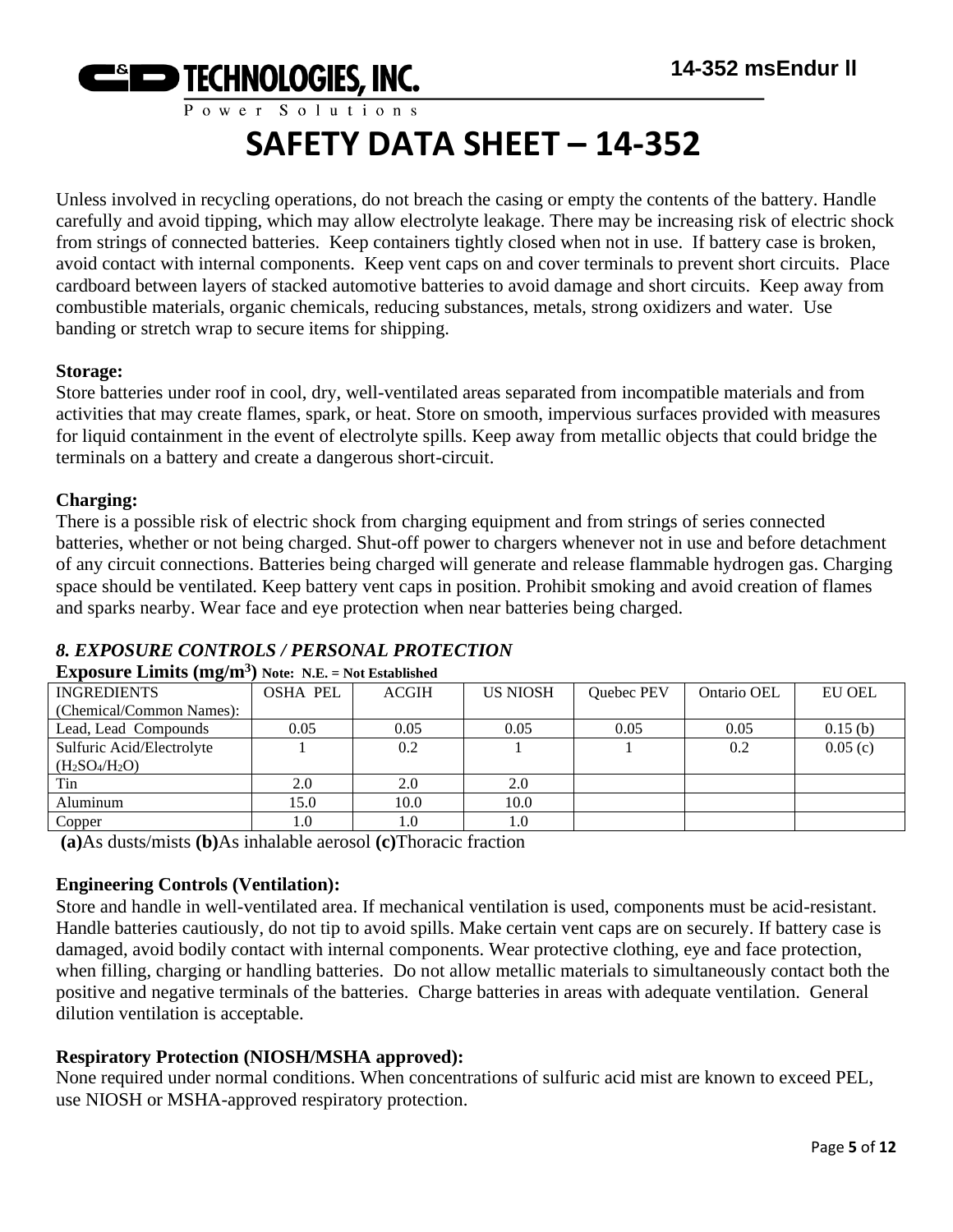# SAFETY DATA SHEET – 14-352

Unless involved in recycling operations, do not breach the casing or empty the contents of the battery. Handle carefully and avoid tipping, which may allow electrolyte leakage. There may be increasing risk of electric shock from strings of connected batteries. Keep containers tightly closed when not in use. If battery case is broken, avoid contact with internal components. Keep vent caps on and cover terminals to prevent short circuits. Place cardboard between layers of stacked automotive batteries to avoid damage and short circuits. Keep away from combustible materials, organic chemicals, reducing substances, metals, strong oxidizers and water. Use banding or stretch wrap to secure items for shipping.

**Storage:**
Store batteries under roof in cool, dry, well-ventilated areas separated from incompatible materials and from activities that may create flames, spark, or heat. Store on smooth, impervious surfaces provided with measures for liquid containment in the event of electrolyte spills. Keep away from metallic objects that could bridge the terminals on a battery and create a dangerous short-circuit.

**Charging:**
There is a possible risk of electric shock from charging equipment and from strings of series connected batteries, whether or not being charged. Shut-off power to chargers whenever not in use and before detachment of any circuit connections. Batteries being charged will generate and release flammable hydrogen gas. Charging space should be ventilated. Keep battery vent caps in position. Prohibit smoking and avoid creation of flames and sparks nearby. Wear face and eye protection when near batteries being charged.

## *8. EXPOSURE CONTROLS / PERSONAL PROTECTION*

**Exposure Limits (mg/m$^3$)** **Note: N.E. = Not Established**

| INGREDIENTS (Chemical/Common Names): | OSHA PEL | ACGIH | US NIOSH | Quebec PEV | Ontario OEL | EU OEL |
|---|---|---|---|---|---|---|
| Lead, Lead Compounds | 0.05 | 0.05 | 0.05 | 0.05 | 0.05 | 0.15 (b) |
| Sulfuric Acid/Electrolyte ($H_2SO_4$/$H_2O$) | 1 | 0.2 | 1 | 1 | 0.2 | 0.05 (c) |
| Tin | 2.0 | 2.0 | 2.0 | | | |
| Aluminum | 15.0 | 10.0 | 10.0 | | | |
| Copper | 1.0 | 1.0 | 1.0 | | | |

**(a)**As dusts/mists **(b)**As inhalable aerosol **(c)**Thoracic fraction

**Engineering Controls (Ventilation):**
Store and handle in well-ventilated area. If mechanical ventilation is used, components must be acid-resistant. Handle batteries cautiously, do not tip to avoid spills. Make certain vent caps are on securely. If battery case is damaged, avoid bodily contact with internal components. Wear protective clothing, eye and face protection, when filling, charging or handling batteries. Do not allow metallic materials to simultaneously contact both the positive and negative terminals of the batteries. Charge batteries in areas with adequate ventilation. General dilution ventilation is acceptable.

**Respiratory Protection (NIOSH/MSHA approved):**
None required under normal conditions. When concentrations of sulfuric acid mist are known to exceed PEL, use NIOSH or MSHA-approved respiratory protection.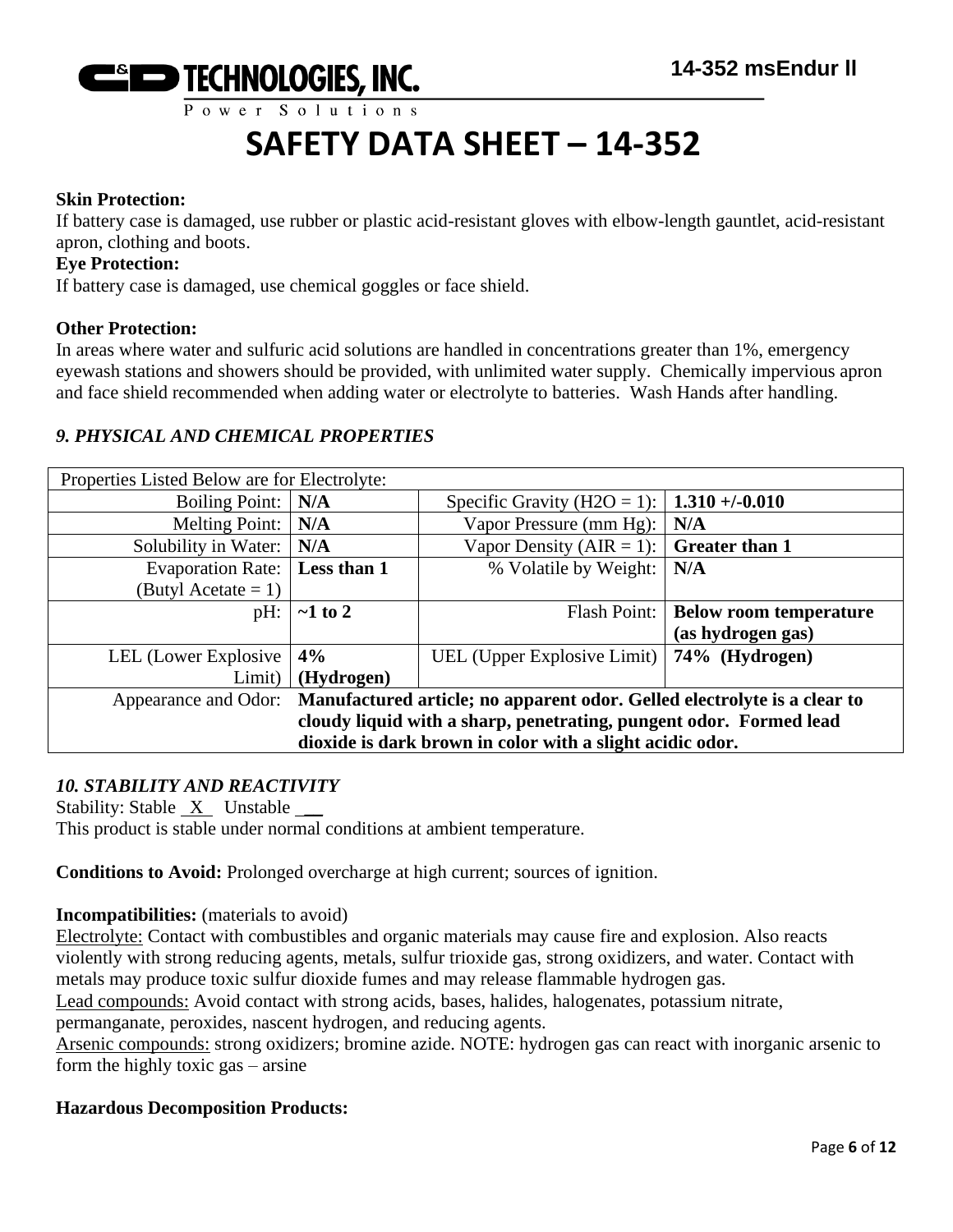**Skin Protection:**
If battery case is damaged, use rubber or plastic acid-resistant gloves with elbow-length gauntlet, acid-resistant apron, clothing and boots.

**Eye Protection:**
If battery case is damaged, use chemical goggles or face shield.

**Other Protection:**
In areas where water and sulfuric acid solutions are handled in concentrations greater than 1%, emergency eyewash stations and showers should be provided, with unlimited water supply. Chemically impervious apron and face shield recommended when adding water or electrolyte to batteries. Wash Hands after handling.

### *9. PHYSICAL AND CHEMICAL PROPERTIES*

| Properties Listed Below are for Electrolyte: | | | |
|---|---|---|---|
| Boiling Point: | **N/A** | Specific Gravity ($H2O = 1$): | **1.310 +/-0.010** |
| Melting Point: | **N/A** | Vapor Pressure (mm Hg): | **N/A** |
| Solubility in Water: | **N/A** | Vapor Density (AIR = 1): | **Greater than 1** |
| Evaporation Rate: (Butyl Acetate = 1) | **Less than 1** | % Volatile by Weight: | **N/A** |
| pH: | **~1 to 2** | Flash Point: | **Below room temperature (as hydrogen gas)** |
| LEL (Lower Explosive Limit) | **4% (Hydrogen)** | UEL (Upper Explosive Limit) | **74% (Hydrogen)** |
| Appearance and Odor: | **Manufactured article; no apparent odor. Gelled electrolyte is a clear to cloudy liquid with a sharp, penetrating, pungent odor. Formed lead dioxide is dark brown in color with a slight acidic odor.** | | |

### *10. STABILITY AND REACTIVITY*

Stability: Stable \_X\_ Unstable \_\_\_
This product is stable under normal conditions at ambient temperature.

**Conditions to Avoid:** Prolonged overcharge at high current; sources of ignition.

**Incompatibilities:** (materials to avoid)
Electrolyte: Contact with combustibles and organic materials may cause fire and explosion. Also reacts violently with strong reducing agents, metals, sulfur trioxide gas, strong oxidizers, and water. Contact with metals may produce toxic sulfur dioxide fumes and may release flammable hydrogen gas.
Lead compounds: Avoid contact with strong acids, bases, halides, halogenates, potassium nitrate, permanganate, peroxides, nascent hydrogen, and reducing agents.
Arsenic compounds: strong oxidizers; bromine azide. NOTE: hydrogen gas can react with inorganic arsenic to form the highly toxic gas – arsine

**Hazardous Decomposition Products:**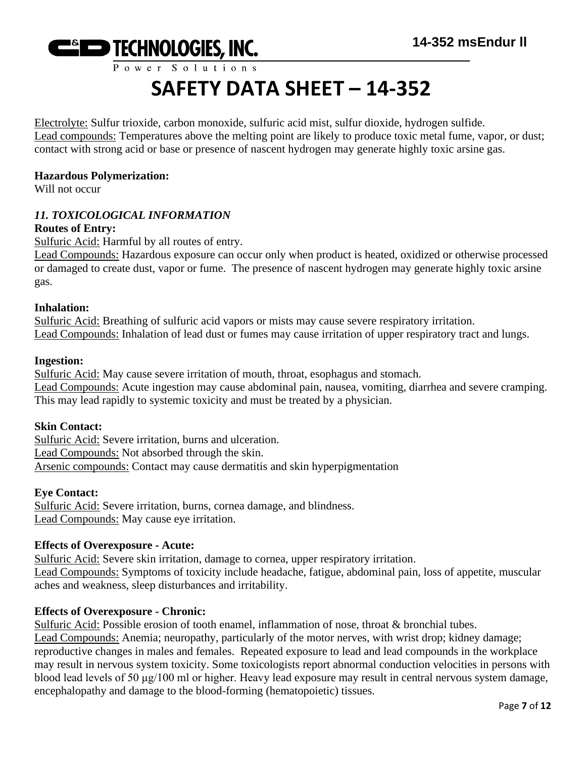Electrolyte: Sulfur trioxide, carbon monoxide, sulfuric acid mist, sulfur dioxide, hydrogen sulfide.
Lead compounds: Temperatures above the melting point are likely to produce toxic metal fume, vapor, or dust; contact with strong acid or base or presence of nascent hydrogen may generate highly toxic arsine gas.

**Hazardous Polymerization:**
Will not occur

### *11. TOXICOLOGICAL INFORMATION*

**Routes of Entry:**
Sulfuric Acid: Harmful by all routes of entry.
Lead Compounds: Hazardous exposure can occur only when product is heated, oxidized or otherwise processed or damaged to create dust, vapor or fume. The presence of nascent hydrogen may generate highly toxic arsine gas.

**Inhalation:**
Sulfuric Acid: Breathing of sulfuric acid vapors or mists may cause severe respiratory irritation.
Lead Compounds: Inhalation of lead dust or fumes may cause irritation of upper respiratory tract and lungs.

**Ingestion:**
Sulfuric Acid: May cause severe irritation of mouth, throat, esophagus and stomach.
Lead Compounds: Acute ingestion may cause abdominal pain, nausea, vomiting, diarrhea and severe cramping. This may lead rapidly to systemic toxicity and must be treated by a physician.

**Skin Contact:**
Sulfuric Acid: Severe irritation, burns and ulceration.
Lead Compounds: Not absorbed through the skin.
Arsenic compounds: Contact may cause dermatitis and skin hyperpigmentation

**Eye Contact:**
Sulfuric Acid: Severe irritation, burns, cornea damage, and blindness.
Lead Compounds: May cause eye irritation.

**Effects of Overexposure - Acute:**
Sulfuric Acid: Severe skin irritation, damage to cornea, upper respiratory irritation.
Lead Compounds: Symptoms of toxicity include headache, fatigue, abdominal pain, loss of appetite, muscular aches and weakness, sleep disturbances and irritability.

**Effects of Overexposure - Chronic:**
Sulfuric Acid: Possible erosion of tooth enamel, inflammation of nose, throat & bronchial tubes.
Lead Compounds: Anemia; neuropathy, particularly of the motor nerves, with wrist drop; kidney damage; reproductive changes in males and females. Repeated exposure to lead and lead compounds in the workplace may result in nervous system toxicity. Some toxicologists report abnormal conduction velocities in persons with blood lead levels of 50 μg/100 ml or higher. Heavy lead exposure may result in central nervous system damage, encephalopathy and damage to the blood-forming (hematopoietic) tissues.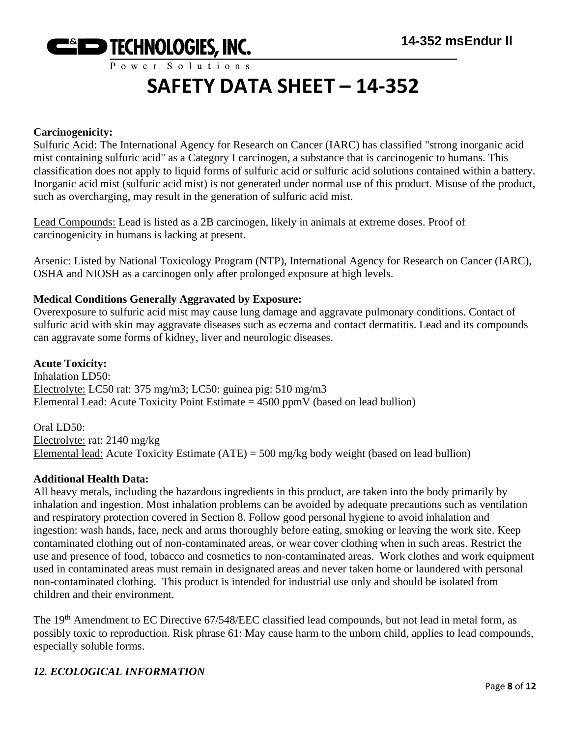**Carcinogenicity:**

Sulfuric Acid: The International Agency for Research on Cancer (IARC) has classified "strong inorganic acid mist containing sulfuric acid" as a Category I carcinogen, a substance that is carcinogenic to humans. This classification does not apply to liquid forms of sulfuric acid or sulfuric acid solutions contained within a battery. Inorganic acid mist (sulfuric acid mist) is not generated under normal use of this product. Misuse of the product, such as overcharging, may result in the generation of sulfuric acid mist.

Lead Compounds: Lead is listed as a 2B carcinogen, likely in animals at extreme doses. Proof of carcinogenicity in humans is lacking at present.

Arsenic: Listed by National Toxicology Program (NTP), International Agency for Research on Cancer (IARC), OSHA and NIOSH as a carcinogen only after prolonged exposure at high levels.

**Medical Conditions Generally Aggravated by Exposure:**

Overexposure to sulfuric acid mist may cause lung damage and aggravate pulmonary conditions. Contact of sulfuric acid with skin may aggravate diseases such as eczema and contact dermatitis. Lead and its compounds can aggravate some forms of kidney, liver and neurologic diseases.

**Acute Toxicity:**

Inhalation LD50:
Electrolyte: LC50 rat: 375 mg/m3; LC50: guinea pig: 510 mg/m3
Elemental Lead: Acute Toxicity Point Estimate = 4500 ppmV (based on lead bullion)

Oral LD50:
Electrolyte: rat: 2140 mg/kg
Elemental lead: Acute Toxicity Estimate (ATE) = 500 mg/kg body weight (based on lead bullion)

**Additional Health Data:**

All heavy metals, including the hazardous ingredients in this product, are taken into the body primarily by inhalation and ingestion. Most inhalation problems can be avoided by adequate precautions such as ventilation and respiratory protection covered in Section 8. Follow good personal hygiene to avoid inhalation and ingestion: wash hands, face, neck and arms thoroughly before eating, smoking or leaving the work site. Keep contaminated clothing out of non-contaminated areas, or wear cover clothing when in such areas. Restrict the use and presence of food, tobacco and cosmetics to non-contaminated areas. Work clothes and work equipment used in contaminated areas must remain in designated areas and never taken home or laundered with personal non-contaminated clothing. This product is intended for industrial use only and should be isolated from children and their environment.

The 19th Amendment to EC Directive 67/548/EEC classified lead compounds, but not lead in metal form, as possibly toxic to reproduction. Risk phrase 61: May cause harm to the unborn child, applies to lead compounds, especially soluble forms.

## *12. ECOLOGICAL INFORMATION*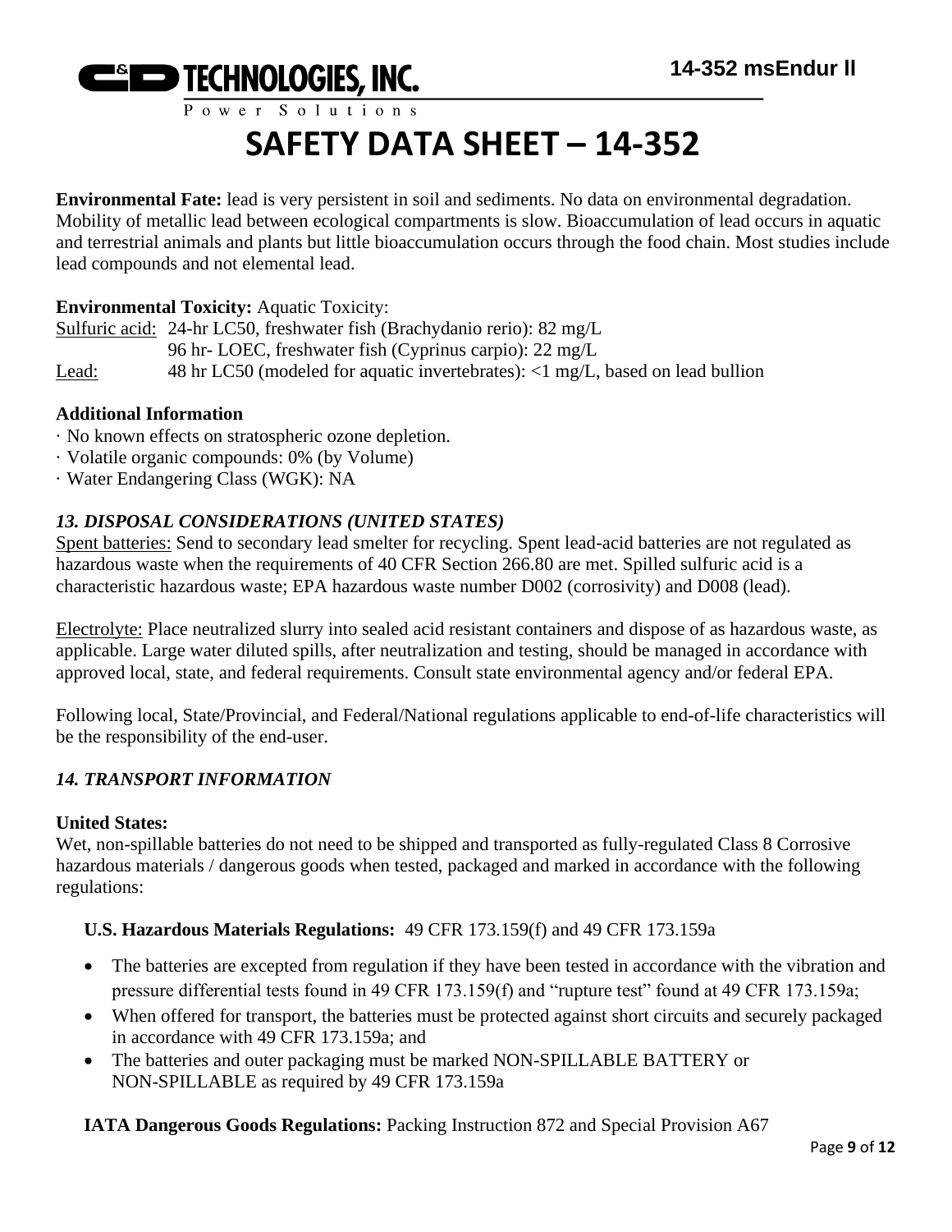**Environmental Fate:** lead is very persistent in soil and sediments. No data on environmental degradation. Mobility of metallic lead between ecological compartments is slow. Bioaccumulation of lead occurs in aquatic and terrestrial animals and plants but little bioaccumulation occurs through the food chain. Most studies include lead compounds and not elemental lead.

**Environmental Toxicity:** Aquatic Toxicity:

| | |
|---|---|
| Sulfuric acid: | 24-hr LC50, freshwater fish (Brachydanio rerio): 82 mg/L |
| | 96 hr- LOEC, freshwater fish (Cyprinus carpio): 22 mg/L |
| Lead: | 48 hr LC50 (modeled for aquatic invertebrates): <1 mg/L, based on lead bullion |

**Additional Information**

· No known effects on stratospheric ozone depletion.
· Volatile organic compounds: 0% (by Volume)
· Water Endangering Class (WGK): NA

### *13. DISPOSAL CONSIDERATIONS (UNITED STATES)*

Spent batteries: Send to secondary lead smelter for recycling. Spent lead-acid batteries are not regulated as hazardous waste when the requirements of 40 CFR Section 266.80 are met. Spilled sulfuric acid is a characteristic hazardous waste; EPA hazardous waste number D002 (corrosivity) and D008 (lead).

Electrolyte: Place neutralized slurry into sealed acid resistant containers and dispose of as hazardous waste, as applicable. Large water diluted spills, after neutralization and testing, should be managed in accordance with approved local, state, and federal requirements. Consult state environmental agency and/or federal EPA.

Following local, State/Provincial, and Federal/National regulations applicable to end-of-life characteristics will be the responsibility of the end-user.

### *14. TRANSPORT INFORMATION*

**United States:**
Wet, non-spillable batteries do not need to be shipped and transported as fully-regulated Class 8 Corrosive hazardous materials / dangerous goods when tested, packaged and marked in accordance with the following regulations:

**U.S. Hazardous Materials Regulations:** 49 CFR 173.159(f) and 49 CFR 173.159a

- The batteries are excepted from regulation if they have been tested in accordance with the vibration and pressure differential tests found in 49 CFR 173.159(f) and "rupture test" found at 49 CFR 173.159a;
- When offered for transport, the batteries must be protected against short circuits and securely packaged in accordance with 49 CFR 173.159a; and
- The batteries and outer packaging must be marked NON-SPILLABLE BATTERY or NON-SPILLABLE as required by 49 CFR 173.159a

**IATA Dangerous Goods Regulations:** Packing Instruction 872 and Special Provision A67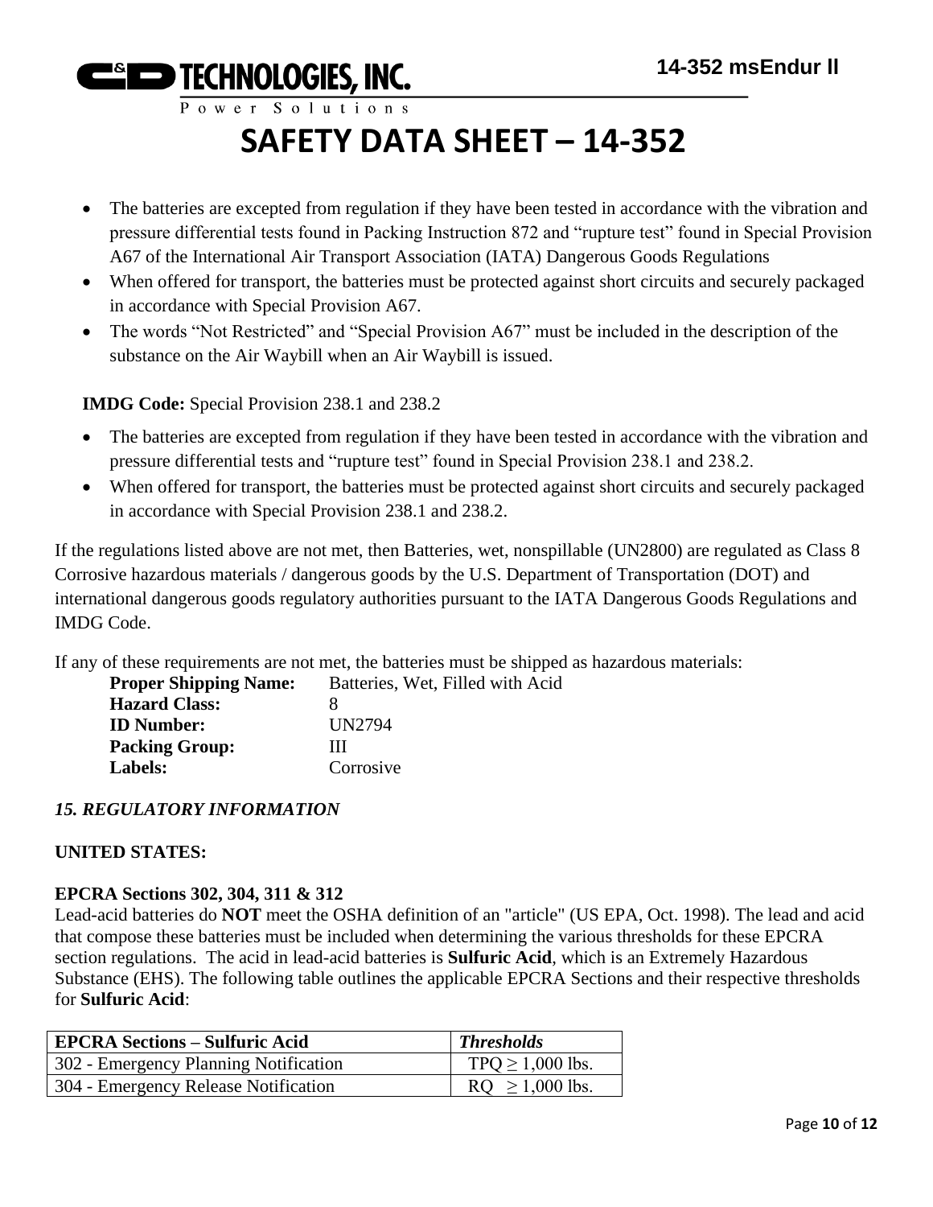- The batteries are excepted from regulation if they have been tested in accordance with the vibration and pressure differential tests found in Packing Instruction 872 and “rupture test” found in Special Provision A67 of the International Air Transport Association (IATA) Dangerous Goods Regulations
- When offered for transport, the batteries must be protected against short circuits and securely packaged in accordance with Special Provision A67.
- The words “Not Restricted” and “Special Provision A67” must be included in the description of the substance on the Air Waybill when an Air Waybill is issued.

**IMDG Code:** Special Provision 238.1 and 238.2

- The batteries are excepted from regulation if they have been tested in accordance with the vibration and pressure differential tests and “rupture test” found in Special Provision 238.1 and 238.2.
- When offered for transport, the batteries must be protected against short circuits and securely packaged in accordance with Special Provision 238.1 and 238.2.

If the regulations listed above are not met, then Batteries, wet, nonspillable (UN2800) are regulated as Class 8 Corrosive hazardous materials / dangerous goods by the U.S. Department of Transportation (DOT) and international dangerous goods regulatory authorities pursuant to the IATA Dangerous Goods Regulations and IMDG Code.

If any of these requirements are not met, the batteries must be shipped as hazardous materials:

**Proper Shipping Name:** Batteries, Wet, Filled with Acid
**Hazard Class:** 8
**ID Number:** UN2794
**Packing Group:** III
**Labels:** Corrosive

## *15. REGULATORY INFORMATION*

**UNITED STATES:**

**EPCRA Sections 302, 304, 311 & 312**

Lead-acid batteries do **NOT** meet the OSHA definition of an "article" (US EPA, Oct. 1998). The lead and acid that compose these batteries must be included when determining the various thresholds for these EPCRA section regulations. The acid in lead-acid batteries is **Sulfuric Acid**, which is an Extremely Hazardous Substance (EHS). The following table outlines the applicable EPCRA Sections and their respective thresholds for **Sulfuric Acid**:

| EPCRA Sections – Sulfuric Acid | *Thresholds* |
|---|---|
| 302 - Emergency Planning Notification | TPQ ≥ 1,000 lbs. |
| 304 - Emergency Release Notification | RQ ≥ 1,000 lbs. |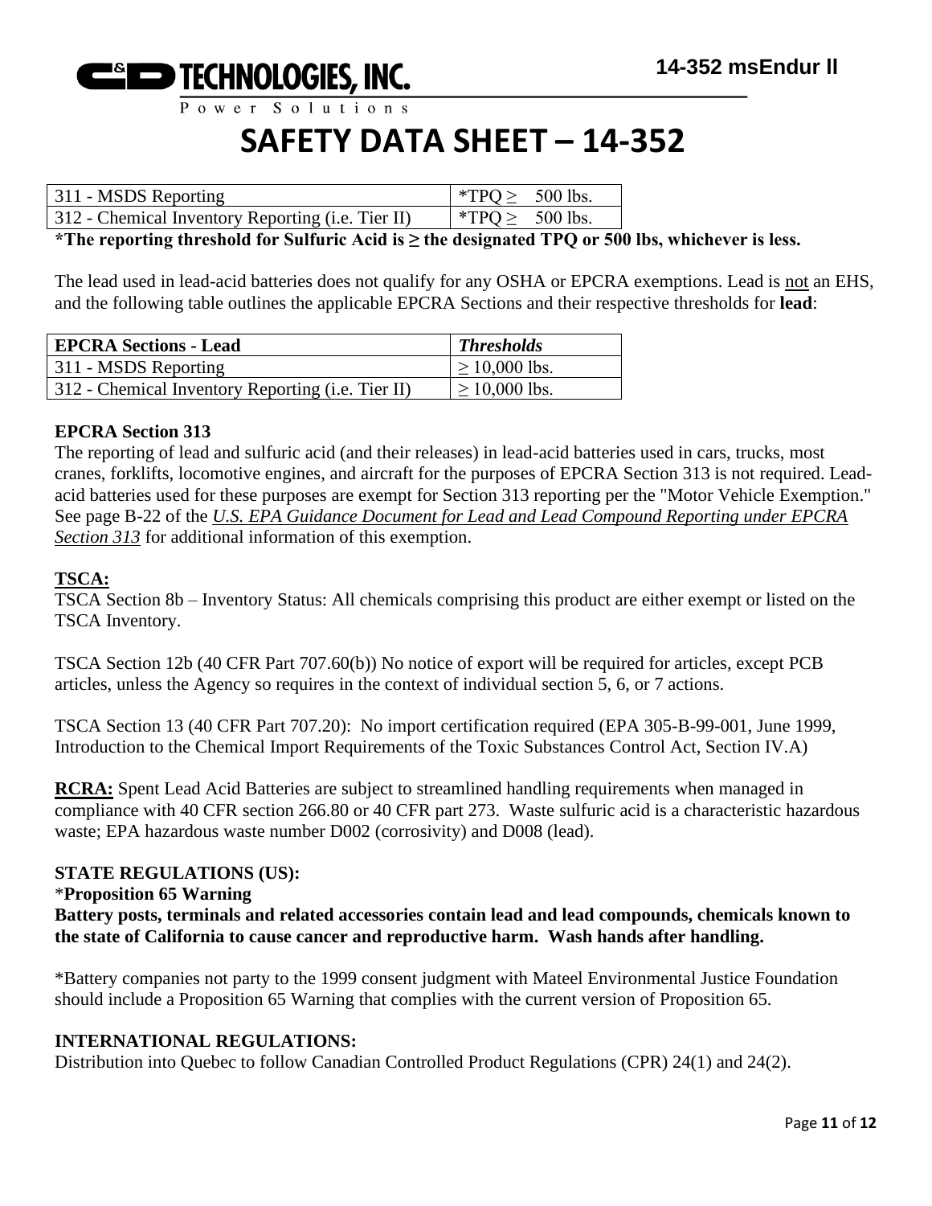| 311 - MSDS Reporting | *TPQ ≥ 500 lbs. |
|---|---|
| 312 - Chemical Inventory Reporting (i.e. Tier II) | *TPQ ≥ 500 lbs. |

**\*The reporting threshold for Sulfuric Acid is ≥ the designated TPQ or 500 lbs, whichever is less.**

The lead used in lead-acid batteries does not qualify for any OSHA or EPCRA exemptions. Lead is not an EHS, and the following table outlines the applicable EPCRA Sections and their respective thresholds for **lead**:

| EPCRA Sections - Lead | *Thresholds* |
|---|---|
| 311 - MSDS Reporting | ≥ 10,000 lbs. |
| 312 - Chemical Inventory Reporting (i.e. Tier II) | ≥ 10,000 lbs. |

**EPCRA Section 313**

The reporting of lead and sulfuric acid (and their releases) in lead-acid batteries used in cars, trucks, most cranes, forklifts, locomotive engines, and aircraft for the purposes of EPCRA Section 313 is not required. Lead-acid batteries used for these purposes are exempt for Section 313 reporting per the "Motor Vehicle Exemption." See page B-22 of the *U.S. EPA Guidance Document for Lead and Lead Compound Reporting under EPCRA Section 313* for additional information of this exemption.

**TSCA:**

TSCA Section 8b – Inventory Status: All chemicals comprising this product are either exempt or listed on the TSCA Inventory.

TSCA Section 12b (40 CFR Part 707.60(b)) No notice of export will be required for articles, except PCB articles, unless the Agency so requires in the context of individual section 5, 6, or 7 actions.

TSCA Section 13 (40 CFR Part 707.20): No import certification required (EPA 305-B-99-001, June 1999, Introduction to the Chemical Import Requirements of the Toxic Substances Control Act, Section IV.A)

**RCRA:** Spent Lead Acid Batteries are subject to streamlined handling requirements when managed in compliance with 40 CFR section 266.80 or 40 CFR part 273. Waste sulfuric acid is a characteristic hazardous waste; EPA hazardous waste number D002 (corrosivity) and D008 (lead).

**STATE REGULATIONS (US):**

\***Proposition 65 Warning**

**Battery posts, terminals and related accessories contain lead and lead compounds, chemicals known to the state of California to cause cancer and reproductive harm. Wash hands after handling.**

\*Battery companies not party to the 1999 consent judgment with Mateel Environmental Justice Foundation should include a Proposition 65 Warning that complies with the current version of Proposition 65.

**INTERNATIONAL REGULATIONS:**

Distribution into Quebec to follow Canadian Controlled Product Regulations (CPR) 24(1) and 24(2).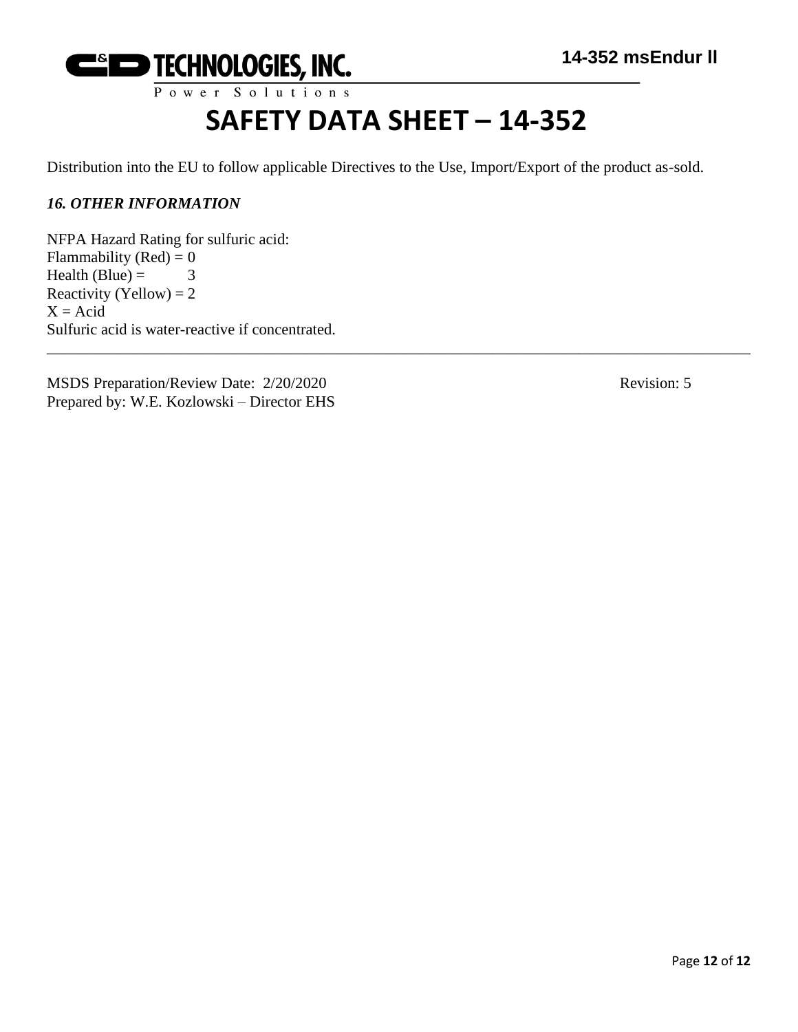# SAFETY DATA SHEET – 14-352

Distribution into the EU to follow applicable Directives to the Use, Import/Export of the product as-sold.

### *16. OTHER INFORMATION*

NFPA Hazard Rating for sulfuric acid:
Flammability (Red) = 0
Health (Blue) = 3
Reactivity (Yellow) = 2
X = Acid
Sulfuric acid is water-reactive if concentrated.

---

MSDS Preparation/Review Date: 2/20/2020 Revision: 5
Prepared by: W.E. Kozlowski – Director EHS